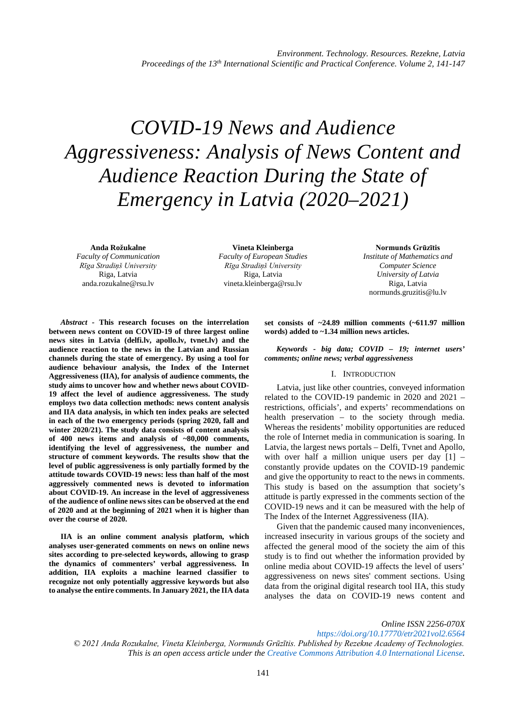# COVID-19 News and Audience Aggressiveness: Analysis of News Content and Audience Reaction During the State of Emergency in Latvia (2020–2021)

**Anda Rožukalne**
*Faculty of Communication*
*Rīga Stradiņš University*
Riga, Latvia
anda.rozukalne@rsu.lv

**Vineta Kleinberga**
*Faculty of European Studies*
*Rīga Stradiņš University*
Riga, Latvia
vineta.kleinberga@rsu.lv

**Normunds Grūzītis**
*Institute of Mathematics and Computer Science*
*University of Latvia*
Riga, Latvia
normunds.gruzitis@lu.lv

***Abstract*** **- This research focuses on the interrelation between news content on COVID-19 of three largest online news sites in Latvia (delfi.lv, apollo.lv, tvnet.lv) and the audience reaction to the news in the Latvian and Russian channels during the state of emergency. By using a tool for audience behaviour analysis, the Index of the Internet Aggressiveness (IIA), for analysis of audience comments, the study aims to uncover how and whether news about COVID-19 affect the level of audience aggressiveness. The study employs two data collection methods: news content analysis and IIA data analysis, in which ten index peaks are selected in each of the two emergency periods (spring 2020, fall and winter 2020/21). The study data consists of content analysis of 400 news items and analysis of ~80,000 comments, identifying the level of aggressiveness, the number and structure of comment keywords. The results show that the level of public aggressiveness is only partially formed by the attitude towards COVID-19 news: less than half of the most aggressively commented news is devoted to information about COVID-19. An increase in the level of aggressiveness of the audience of online news sites can be observed at the end of 2020 and at the beginning of 2021 when it is higher than over the course of 2020.**

**IIA is an online comment analysis platform, which analyses user-generated comments on news on online news sites according to pre-selected keywords, allowing to grasp the dynamics of commenters' verbal aggressiveness. In addition, IIA exploits a machine learned classifier to recognize not only potentially aggressive keywords but also to analyse the entire comments. In January 2021, the IIA data set consists of ~24.89 million comments (~611.97 million words) added to ~1.34 million news articles.**

***Keywords - big data; COVID – 19; internet users' comments; online news; verbal aggressiveness***

## I. Introduction

Latvia, just like other countries, conveyed information related to the COVID-19 pandemic in 2020 and 2021 – restrictions, officials', and experts' recommendations on health preservation – to the society through media. Whereas the residents' mobility opportunities are reduced the role of Internet media in communication is soaring. In Latvia, the largest news portals – Delfi, Tvnet and Apollo, with over half a million unique users per day [1] – constantly provide updates on the COVID-19 pandemic and give the opportunity to react to the news in comments. This study is based on the assumption that society's attitude is partly expressed in the comments section of the COVID-19 news and it can be measured with the help of The Index of the Internet Aggressiveness (IIA).

Given that the pandemic caused many inconveniences, increased insecurity in various groups of the society and affected the general mood of the society the aim of this study is to find out whether the information provided by online media about COVID-19 affects the level of users' aggressiveness on news sites' comment sections. Using data from the original digital research tool IIA, this study analyses the data on COVID-19 news content and

Online ISSN 2256-070X
https://doi.org/10.17770/etr2021vol2.6564
© 2021 Anda Rozukalne, Vineta Kleinberga, Normunds Grūzītis. Published by Rezekne Academy of Technologies.
This is an open access article under the Creative Commons Attribution 4.0 International License.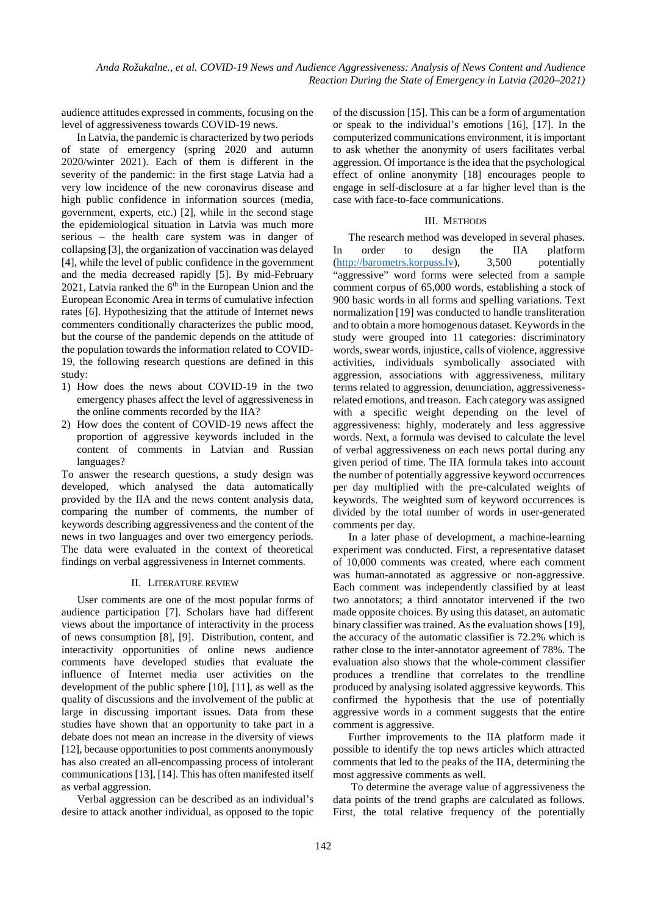audience attitudes expressed in comments, focusing on the level of aggressiveness towards COVID-19 news.

In Latvia, the pandemic is characterized by two periods of state of emergency (spring 2020 and autumn 2020/winter 2021). Each of them is different in the severity of the pandemic: in the first stage Latvia had a very low incidence of the new coronavirus disease and high public confidence in information sources (media, government, experts, etc.) [2], while in the second stage the epidemiological situation in Latvia was much more serious – the health care system was in danger of collapsing [3], the organization of vaccination was delayed [4], while the level of public confidence in the government and the media decreased rapidly [5]. By mid-February 2021, Latvia ranked the 6[th] in the European Union and the European Economic Area in terms of cumulative infection rates [6]. Hypothesizing that the attitude of Internet news commenters conditionally characterizes the public mood, but the course of the pandemic depends on the attitude of the population towards the information related to COVID-19, the following research questions are defined in this study:

1) How does the news about COVID-19 in the two emergency phases affect the level of aggressiveness in the online comments recorded by the IIA?
2) How does the content of COVID-19 news affect the proportion of aggressive keywords included in the content of comments in Latvian and Russian languages?

To answer the research questions, a study design was developed, which analysed the data automatically provided by the IIA and the news content analysis data, comparing the number of comments, the number of keywords describing aggressiveness and the content of the news in two languages and over two emergency periods. The data were evaluated in the context of theoretical findings on verbal aggressiveness in Internet comments.

## II. Literature review

User comments are one of the most popular forms of audience participation [7]. Scholars have had different views about the importance of interactivity in the process of news consumption [8], [9]. Distribution, content, and interactivity opportunities of online news audience comments have developed studies that evaluate the influence of Internet media user activities on the development of the public sphere [10], [11], as well as the quality of discussions and the involvement of the public at large in discussing important issues. Data from these studies have shown that an opportunity to take part in a debate does not mean an increase in the diversity of views [12], because opportunities to post comments anonymously has also created an all-encompassing process of intolerant communications [13], [14]. This has often manifested itself as verbal aggression.

Verbal aggression can be described as an individual's desire to attack another individual, as opposed to the topic of the discussion [15]. This can be a form of argumentation or speak to the individual's emotions [16], [17]. In the computerized communications environment, it is important to ask whether the anonymity of users facilitates verbal aggression. Of importance is the idea that the psychological effect of online anonymity [18] encourages people to engage in self-disclosure at a far higher level than is the case with face-to-face communications.

## III. Methods

The research method was developed in several phases. In order to design the IIA platform (http://barometrs.korpuss.lv), 3,500 potentially "aggressive" word forms were selected from a sample comment corpus of 65,000 words, establishing a stock of 900 basic words in all forms and spelling variations. Text normalization [19] was conducted to handle transliteration and to obtain a more homogenous dataset. Keywords in the study were grouped into 11 categories: discriminatory words, swear words, injustice, calls of violence, aggressive activities, individuals symbolically associated with aggression, associations with aggressiveness, military terms related to aggression, denunciation, aggressiveness-related emotions, and treason. Each category was assigned with a specific weight depending on the level of aggressiveness: highly, moderately and less aggressive words. Next, a formula was devised to calculate the level of verbal aggressiveness on each news portal during any given period of time. The IIA formula takes into account the number of potentially aggressive keyword occurrences per day multiplied with the pre-calculated weights of keywords. The weighted sum of keyword occurrences is divided by the total number of words in user-generated comments per day.

In a later phase of development, a machine-learning experiment was conducted. First, a representative dataset of 10,000 comments was created, where each comment was human-annotated as aggressive or non-aggressive. Each comment was independently classified by at least two annotators; a third annotator intervened if the two made opposite choices. By using this dataset, an automatic binary classifier was trained. As the evaluation shows [19], the accuracy of the automatic classifier is 72.2% which is rather close to the inter-annotator agreement of 78%. The evaluation also shows that the whole-comment classifier produces a trendline that correlates to the trendline produced by analysing isolated aggressive keywords. This confirmed the hypothesis that the use of potentially aggressive words in a comment suggests that the entire comment is aggressive.

Further improvements to the IIA platform made it possible to identify the top news articles which attracted comments that led to the peaks of the IIA, determining the most aggressive comments as well.

To determine the average value of aggressiveness the data points of the trend graphs are calculated as follows. First, the total relative frequency of the potentially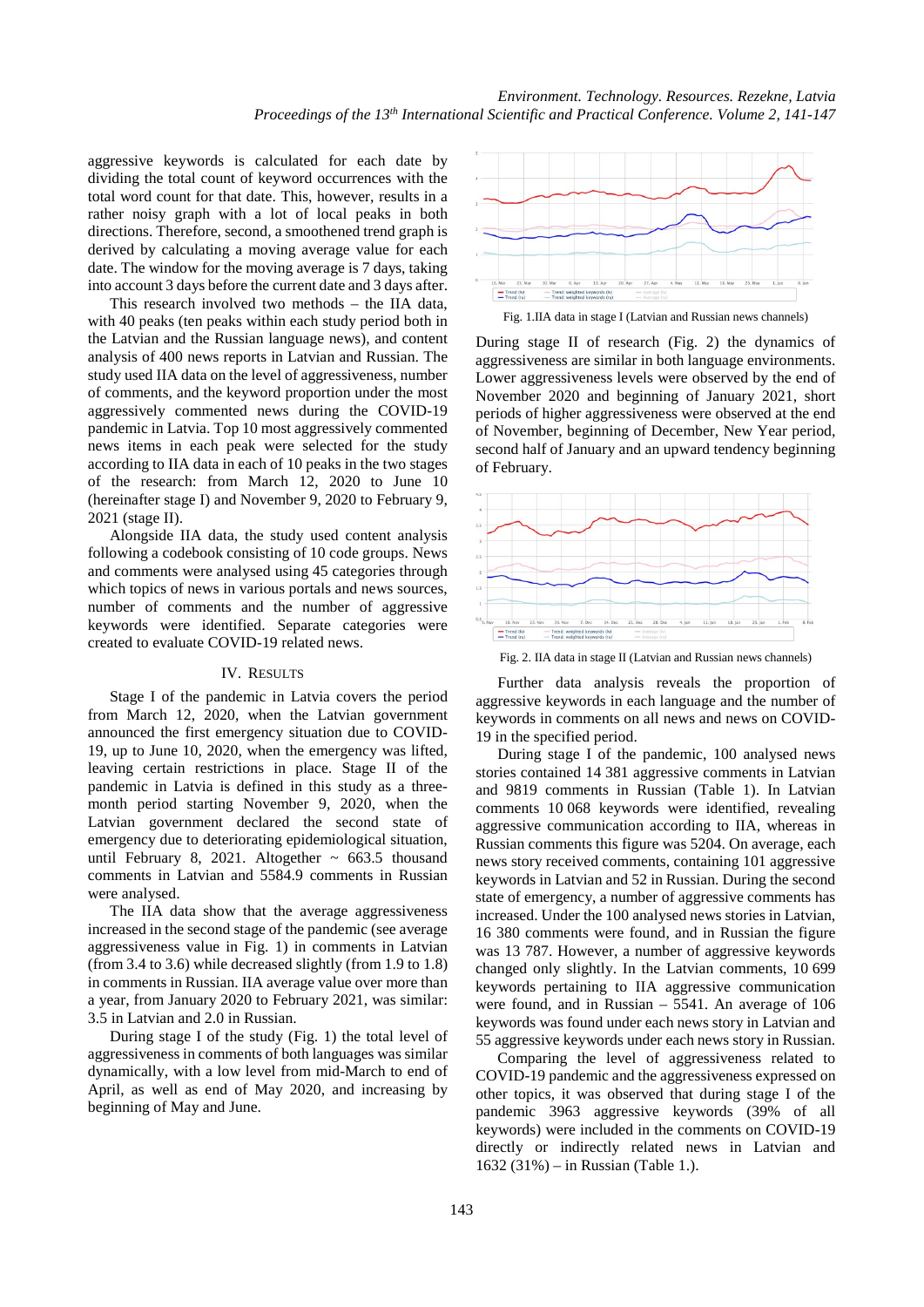aggressive keywords is calculated for each date by dividing the total count of keyword occurrences with the total word count for that date. This, however, results in a rather noisy graph with a lot of local peaks in both directions. Therefore, second, a smoothened trend graph is derived by calculating a moving average value for each date. The window for the moving average is 7 days, taking into account 3 days before the current date and 3 days after.

This research involved two methods – the IIA data, with 40 peaks (ten peaks within each study period both in the Latvian and the Russian language news), and content analysis of 400 news reports in Latvian and Russian. The study used IIA data on the level of aggressiveness, number of comments, and the keyword proportion under the most aggressively commented news during the COVID-19 pandemic in Latvia. Top 10 most aggressively commented news items in each peak were selected for the study according to IIA data in each of 10 peaks in the two stages of the research: from March 12, 2020 to June 10 (hereinafter stage I) and November 9, 2020 to February 9, 2021 (stage II).

Alongside IIA data, the study used content analysis following a codebook consisting of 10 code groups. News and comments were analysed using 45 categories through which topics of news in various portals and news sources, number of comments and the number of aggressive keywords were identified. Separate categories were created to evaluate COVID-19 related news.

## IV. Results

Stage I of the pandemic in Latvia covers the period from March 12, 2020, when the Latvian government announced the first emergency situation due to COVID-19, up to June 10, 2020, when the emergency was lifted, leaving certain restrictions in place. Stage II of the pandemic in Latvia is defined in this study as a three-month period starting November 9, 2020, when the Latvian government declared the second state of emergency due to deteriorating epidemiological situation, until February 8, 2021. Altogether ~ 663.5 thousand comments in Latvian and 5584.9 comments in Russian were analysed.

The IIA data show that the average aggressiveness increased in the second stage of the pandemic (see average aggressiveness value in Fig. 1) in comments in Latvian (from 3.4 to 3.6) while decreased slightly (from 1.9 to 1.8) in comments in Russian. IIA average value over more than a year, from January 2020 to February 2021, was similar: 3.5 in Latvian and 2.0 in Russian.

During stage I of the study (Fig. 1) the total level of aggressiveness in comments of both languages was similar dynamically, with a low level from mid-March to end of April, as well as end of May 2020, and increasing by beginning of May and June.

Fig. 1.IIA data in stage I (Latvian and Russian news channels)

During stage II of research (Fig. 2) the dynamics of aggressiveness are similar in both language environments. Lower aggressiveness levels were observed by the end of November 2020 and beginning of January 2021, short periods of higher aggressiveness were observed at the end of November, beginning of December, New Year period, second half of January and an upward tendency beginning of February.

Fig. 2. IIA data in stage II (Latvian and Russian news channels)

Further data analysis reveals the proportion of aggressive keywords in each language and the number of keywords in comments on all news and news on COVID-19 in the specified period.

During stage I of the pandemic, 100 analysed news stories contained 14 381 aggressive comments in Latvian and 9819 comments in Russian (Table 1). In Latvian comments 10 068 keywords were identified, revealing aggressive communication according to IIA, whereas in Russian comments this figure was 5204. On average, each news story received comments, containing 101 aggressive keywords in Latvian and 52 in Russian. During the second state of emergency, a number of aggressive comments has increased. Under the 100 analysed news stories in Latvian, 16 380 comments were found, and in Russian the figure was 13 787. However, a number of aggressive keywords changed only slightly. In the Latvian comments, 10 699 keywords pertaining to IIA aggressive communication were found, and in Russian – 5541. An average of 106 keywords was found under each news story in Latvian and 55 aggressive keywords under each news story in Russian.

Comparing the level of aggressiveness related to COVID-19 pandemic and the aggressiveness expressed on other topics, it was observed that during stage I of the pandemic 3963 aggressive keywords (39% of all keywords) were included in the comments on COVID-19 directly or indirectly related news in Latvian and 1632 (31%) – in Russian (Table 1.).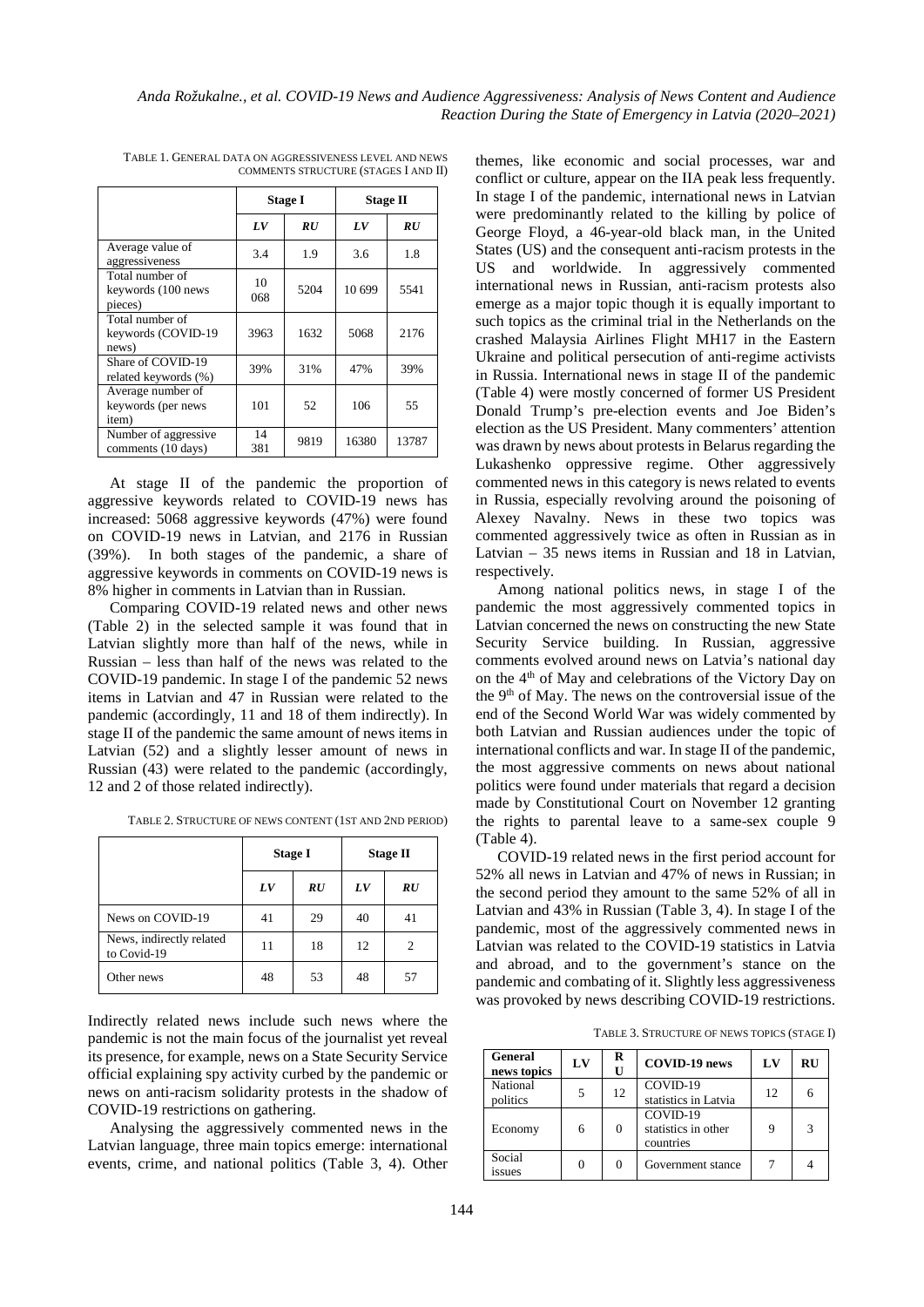TABLE 1. GENERAL DATA ON AGGRESSIVENESS LEVEL AND NEWS COMMENTS STRUCTURE (STAGES I AND II)

| | Stage I | | Stage II | |
|---|---|---|---|---|
| | *LV* | *RU* | *LV* | *RU* |
| Average value of aggressiveness | 3.4 | 1.9 | 3.6 | 1.8 |
| Total number of keywords (100 news pieces) | 10 068 | 5204 | 10 699 | 5541 |
| Total number of keywords (COVID-19 news) | 3963 | 1632 | 5068 | 2176 |
| Share of COVID-19 related keywords (%) | 39% | 31% | 47% | 39% |
| Average number of keywords (per news item) | 101 | 52 | 106 | 55 |
| Number of aggressive comments (10 days) | 14 381 | 9819 | 16380 | 13787 |

At stage II of the pandemic the proportion of aggressive keywords related to COVID-19 news has increased: 5068 aggressive keywords (47%) were found on COVID-19 news in Latvian, and 2176 in Russian (39%). In both stages of the pandemic, a share of aggressive keywords in comments on COVID-19 news is 8% higher in comments in Latvian than in Russian.

Comparing COVID-19 related news and other news (Table 2) in the selected sample it was found that in Latvian slightly more than half of the news, while in Russian – less than half of the news was related to the COVID-19 pandemic. In stage I of the pandemic 52 news items in Latvian and 47 in Russian were related to the pandemic (accordingly, 11 and 18 of them indirectly). In stage II of the pandemic the same amount of news items in Latvian (52) and a slightly lesser amount of news in Russian (43) were related to the pandemic (accordingly, 12 and 2 of those related indirectly).

TABLE 2. STRUCTURE OF NEWS CONTENT (1ST AND 2ND PERIOD)

| | Stage I | | Stage II | |
|---|---|---|---|---|
| | *LV* | *RU* | *LV* | *RU* |
| News on COVID-19 | 41 | 29 | 40 | 41 |
| News, indirectly related to Covid-19 | 11 | 18 | 12 | 2 |
| Other news | 48 | 53 | 48 | 57 |

Indirectly related news include such news where the pandemic is not the main focus of the journalist yet reveal its presence, for example, news on a State Security Service official explaining spy activity curbed by the pandemic or news on anti-racism solidarity protests in the shadow of COVID-19 restrictions on gathering.

Analysing the aggressively commented news in the Latvian language, three main topics emerge: international events, crime, and national politics (Table 3, 4). Other themes, like economic and social processes, war and conflict or culture, appear on the IIA peak less frequently. In stage I of the pandemic, international news in Latvian were predominantly related to the killing by police of George Floyd, a 46-year-old black man, in the United States (US) and the consequent anti-racism protests in the US and worldwide. In aggressively commented international news in Russian, anti-racism protests also emerge as a major topic though it is equally important to such topics as the criminal trial in the Netherlands on the crashed Malaysia Airlines Flight MH17 in the Eastern Ukraine and political persecution of anti-regime activists in Russia. International news in stage II of the pandemic (Table 4) were mostly concerned of former US President Donald Trump's pre-election events and Joe Biden's election as the US President. Many commenters' attention was drawn by news about protests in Belarus regarding the Lukashenko oppressive regime. Other aggressively commented news in this category is news related to events in Russia, especially revolving around the poisoning of Alexey Navalny. News in these two topics was commented aggressively twice as often in Russian as in Latvian – 35 news items in Russian and 18 in Latvian, respectively.

Among national politics news, in stage I of the pandemic the most aggressively commented topics in Latvian concerned the news on constructing the new State Security Service building. In Russian, aggressive comments evolved around news on Latvia's national day on the 4th of May and celebrations of the Victory Day on the 9th of May. The news on the controversial issue of the end of the Second World War was widely commented by both Latvian and Russian audiences under the topic of international conflicts and war. In stage II of the pandemic, the most aggressive comments on news about national politics were found under materials that regard a decision made by Constitutional Court on November 12 granting the rights to parental leave to a same-sex couple 9 (Table 4).

COVID-19 related news in the first period account for 52% all news in Latvian and 47% of news in Russian; in the second period they amount to the same 52% of all in Latvian and 43% in Russian (Table 3, 4). In stage I of the pandemic, most of the aggressively commented news in Latvian was related to the COVID-19 statistics in Latvia and abroad, and to the government's stance on the pandemic and combating of it. Slightly less aggressiveness was provoked by news describing COVID-19 restrictions.

TABLE 3. STRUCTURE OF NEWS TOPICS (STAGE I)

| General news topics | LV | RU | COVID-19 news | LV | RU |
|---|---|---|---|---|---|
| National politics | 5 | 12 | COVID-19 statistics in Latvia | 12 | 6 |
| Economy | 6 | 0 | COVID-19 statistics in other countries | 9 | 3 |
| Social issues | 0 | 0 | Government stance | 7 | 4 |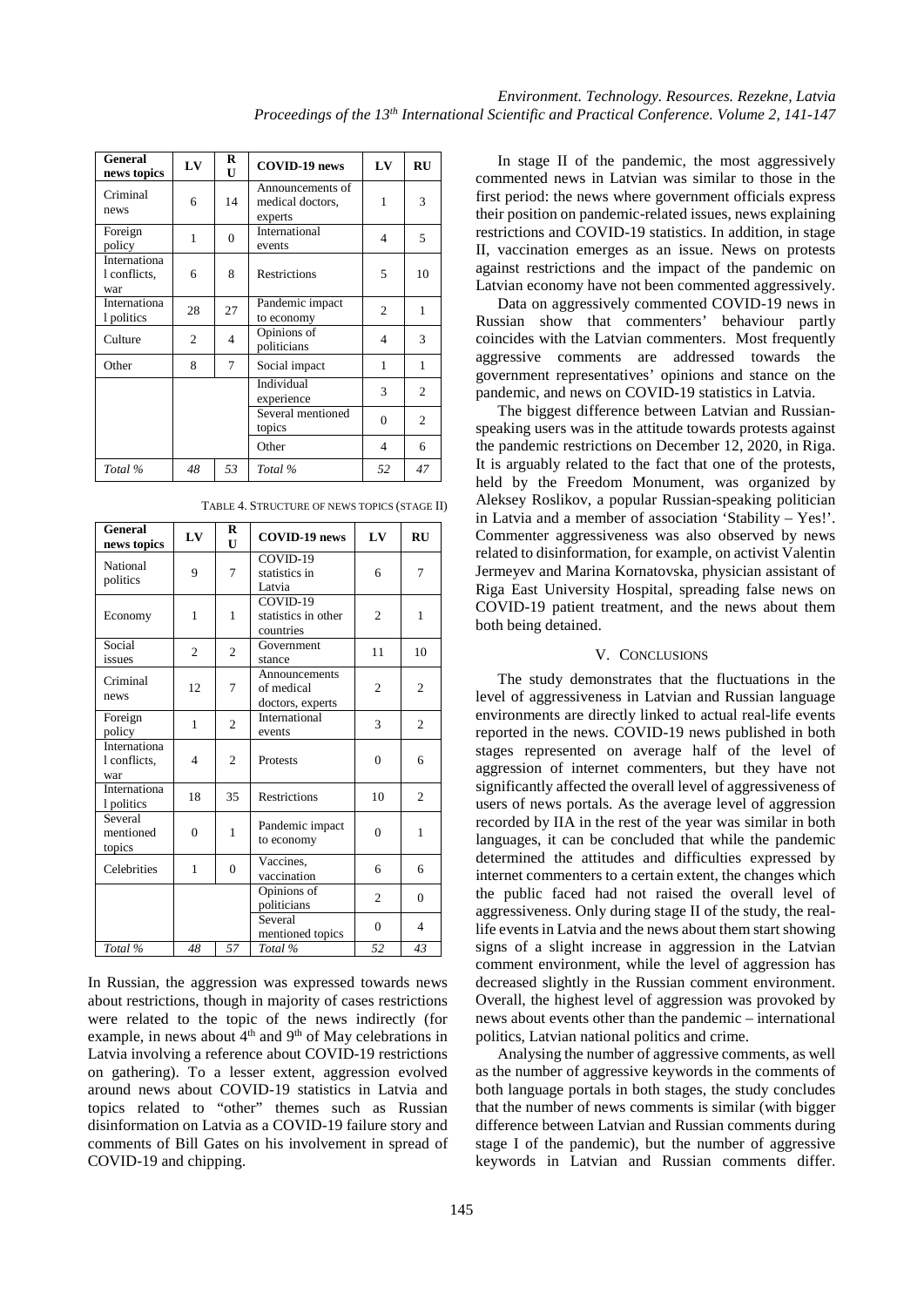| General news topics | LV | RU | COVID-19 news | LV | RU |
|---|---|---|---|---|---|
| Criminal news | 6 | 14 | Announcements of medical doctors, experts | 1 | 3 |
| Foreign policy | 1 | 0 | International events | 4 | 5 |
| International conflicts, war | 6 | 8 | Restrictions | 5 | 10 |
| International politics | 28 | 27 | Pandemic impact to economy | 2 | 1 |
| Culture | 2 | 4 | Opinions of politicians | 4 | 3 |
| Other | 8 | 7 | Social impact | 1 | 1 |
| | | | Individual experience | 3 | 2 |
| | | | Several mentioned topics | 0 | 2 |
| | | | Other | 4 | 6 |
| *Total %* | *48* | *53* | *Total %* | *52* | *47* |

TABLE 4. STRUCTURE OF NEWS TOPICS (STAGE II)

| General news topics | LV | RU | COVID-19 news | LV | RU |
|---|---|---|---|---|---|
| National politics | 9 | 7 | COVID-19 statistics in Latvia | 6 | 7 |
| Economy | 1 | 1 | COVID-19 statistics in other countries | 2 | 1 |
| Social issues | 2 | 2 | Government stance | 11 | 10 |
| Criminal news | 12 | 7 | Announcements of medical doctors, experts | 2 | 2 |
| Foreign policy | 1 | 2 | International events | 3 | 2 |
| International conflicts, war | 4 | 2 | Protests | 0 | 6 |
| International politics | 18 | 35 | Restrictions | 10 | 2 |
| Several mentioned topics | 0 | 1 | Pandemic impact to economy | 0 | 1 |
| Celebrities | 1 | 0 | Vaccines, vaccination | 6 | 6 |
| | | | Opinions of politicians | 2 | 0 |
| | | | Several mentioned topics | 0 | 4 |
| *Total %* | *48* | *57* | *Total %* | *52* | *43* |

In Russian, the aggression was expressed towards news about restrictions, though in majority of cases restrictions were related to the topic of the news indirectly (for example, in news about 4th and 9th of May celebrations in Latvia involving a reference about COVID-19 restrictions on gathering). To a lesser extent, aggression evolved around news about COVID-19 statistics in Latvia and topics related to "other" themes such as Russian disinformation on Latvia as a COVID-19 failure story and comments of Bill Gates on his involvement in spread of COVID-19 and chipping.

In stage II of the pandemic, the most aggressively commented news in Latvian was similar to those in the first period: the news where government officials express their position on pandemic-related issues, news explaining restrictions and COVID-19 statistics. In addition, in stage II, vaccination emerges as an issue. News on protests against restrictions and the impact of the pandemic on Latvian economy have not been commented aggressively.

Data on aggressively commented COVID-19 news in Russian show that commenters' behaviour partly coincides with the Latvian commenters. Most frequently aggressive comments are addressed towards the government representatives' opinions and stance on the pandemic, and news on COVID-19 statistics in Latvia.

The biggest difference between Latvian and Russian-speaking users was in the attitude towards protests against the pandemic restrictions on December 12, 2020, in Riga. It is arguably related to the fact that one of the protests, held by the Freedom Monument, was organized by Aleksey Roslikov, a popular Russian-speaking politician in Latvia and a member of association 'Stability – Yes!'. Commenter aggressiveness was also observed by news related to disinformation, for example, on activist Valentin Jermeyev and Marina Kornatovska, physician assistant of Riga East University Hospital, spreading false news on COVID-19 patient treatment, and the news about them both being detained.

## V. CONCLUSIONS

The study demonstrates that the fluctuations in the level of aggressiveness in Latvian and Russian language environments are directly linked to actual real-life events reported in the news. COVID-19 news published in both stages represented on average half of the level of aggression of internet commenters, but they have not significantly affected the overall level of aggressiveness of users of news portals. As the average level of aggression recorded by IIA in the rest of the year was similar in both languages, it can be concluded that while the pandemic determined the attitudes and difficulties expressed by internet commenters to a certain extent, the changes which the public faced had not raised the overall level of aggressiveness. Only during stage II of the study, the real-life events in Latvia and the news about them start showing signs of a slight increase in aggression in the Latvian comment environment, while the level of aggression has decreased slightly in the Russian comment environment. Overall, the highest level of aggression was provoked by news about events other than the pandemic – international politics, Latvian national politics and crime.

Analysing the number of aggressive comments, as well as the number of aggressive keywords in the comments of both language portals in both stages, the study concludes that the number of news comments is similar (with bigger difference between Latvian and Russian comments during stage I of the pandemic), but the number of aggressive keywords in Latvian and Russian comments differ.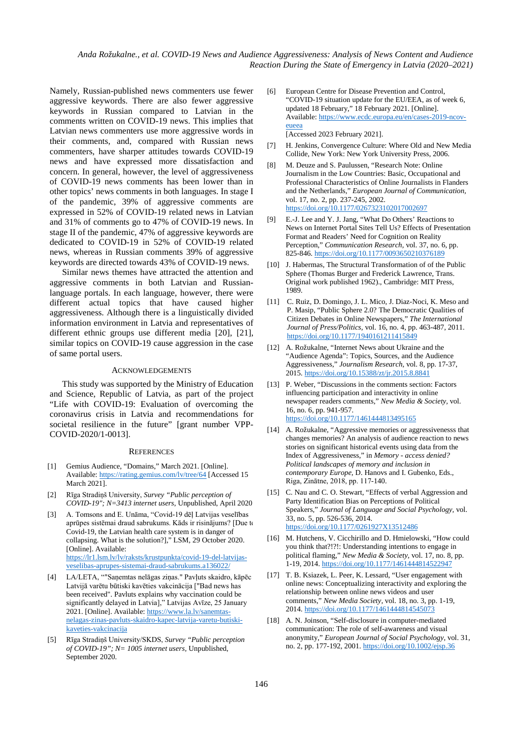Namely, Russian-published news commenters use fewer aggressive keywords. There are also fewer aggressive keywords in Russian compared to Latvian in the comments written on COVID-19 news. This implies that Latvian news commenters use more aggressive words in their comments, and, compared with Russian news commenters, have sharper attitudes towards COVID-19 news and have expressed more dissatisfaction and concern. In general, however, the level of aggressiveness of COVID-19 news comments has been lower than in other topics' news comments in both languages. In stage I of the pandemic, 39% of aggressive comments are expressed in 52% of COVID-19 related news in Latvian and 31% of comments go to 47% of COVID-19 news. In stage II of the pandemic, 47% of aggressive keywords are dedicated to COVID-19 in 52% of COVID-19 related news, whereas in Russian comments 39% of aggressive keywords are directed towards 43% of COVID-19 news.

Similar news themes have attracted the attention and aggressive comments in both Latvian and Russian-language portals. In each language, however, there were different actual topics that have caused higher aggressiveness. Although there is a linguistically divided information environment in Latvia and representatives of different ethnic groups use different media [20], [21], similar topics on COVID-19 cause aggression in the case of same portal users.

## Acknowledgements

This study was supported by the Ministry of Education and Science, Republic of Latvia, as part of the project "Life with COVID-19: Evaluation of overcoming the coronavirus crisis in Latvia and recommendations for societal resilience in the future" [grant number VPP-COVID-2020/1-0013].

## References

[1] Gemius Audience, "Domains," March 2021. [Online]. Available: https://rating.gemius.com/lv/tree/64 [Accessed 15 March 2021].

[2] Rīga Stradiņš University, *Survey "Public perception of COVID-19"; N=3413 internet users*, Unpublished, April 2020

[3] A. Tomsons and E. Unāma, "Covid-19 dēļ Latvijas veselības aprūpes sistēmai draud sabrukums. Kāds ir risinājums? [Due to Covid-19, the Latvian health care system is in danger of collapsing. What is the solution?]," LSM, 29 October 2020. [Online]. Available: https://lr1.lsm.lv/lv/raksts/krustpunkta/covid-19-del-latvijas-veselibas-aprupes-sistemai-draud-sabrukums.a136022/

[4] LA/LETA, ""Saņemtas nelāgas ziņas." Pavļuts skaidro, kāpēc Latvijā varētu būtiski kavēties vakcinācija ["Bad news has been received". Pavluts explains why vaccination could be significantly delayed in Latvia]," Latvijas Avīze, 25 January 2021. [Online]. Available: https://www.la.lv/sanemtas-nelagas-zinas-pavluts-skaidro-kapec-latvija-varetu-butiski-kaveties-vakcinacija

[5] Rīga Stradiņš University/SKDS, *Survey "Public perception of COVID-19"; N= 1005 internet users*, Unpublished, September 2020.

[6] European Centre for Disease Prevention and Control, "COVID-19 situation update for the EU/EEA, as of week 6, updated 18 February," 18 February 2021. [Online]. Available: https://www.ecdc.europa.eu/en/cases-2019-ncov-eueea [Accessed 2023 February 2021].

[7] H. Jenkins, Convergence Culture: Where Old and New Media Collide, New York: New York University Press, 2006.

[8] M. Deuze and S. Paulussen, "Research Note: Online Journalism in the Low Countries: Basic, Occupational and Professional Characteristics of Online Journalists in Flanders and the Netherlands," *European Journal of Communication*, vol. 17, no. 2, pp. 237-245, 2002. https://doi.org/10.1177/0267323102017002697

[9] E.-J. Lee and Y. J. Jang, "What Do Others' Reactions to News on Internet Portal Sites Tell Us? Effects of Presentation Format and Readers' Need for Cognition on Reality Perception," *Communication Research*, vol. 37, no. 6, pp. 825-846. https://doi.org/10.1177/0093650210376189

[10] J. Habermas, The Structural Transformation of of the Public Sphere (Thomas Burger and Frederick Lawrence, Trans. Original work published 1962)., Cambridge: MIT Press, 1989.

[11] C. Ruiz, D. Domingo, J. L. Mico, J. Diaz-Noci, K. Meso and P. Masip, "Public Sphere 2.0? The Democratic Qualities of Citizen Debates in Online Newspapers," *The International Journal of Press/Politics*, vol. 16, no. 4, pp. 463-487, 2011. https://doi.org/10.1177/1940161211415849

[12] A. Rožukalne, "Internet News about Ukraine and the "Audience Agenda": Topics, Sources, and the Audience Aggressiveness," *Journalism Research*, vol. 8, pp. 17-37, 2015. https://doi.org/10.15388/zt/jr.2015.8.8841

[13] P. Weber, "Discussions in the comments section: Factors influencing participation and interactivity in online newspaper readers comments," *New Media & Society*, vol. 16, no. 6, pp. 941-957. https://doi.org/10.1177/1461444813495165

[14] A. Rožukalne, "Aggressive memories or aggressivenesss that changes memories? An analysis of audience reaction to news stories on significant historical events using data from the Index of Aggressiveness," in *Memory - access denied? Political landscapes of memory and inclusion in contemporary Europe*, D. Hanovs and I. Gubenko, Eds., Riga, Zinātne, 2018, pp. 117-140.

[15] C. Nau and C. O. Stewart, "Effects of verbal Aggression and Party Identification Bias on Perceptions of Political Speakers," *Journal of Language and Social Psychology*, vol. 33, no. 5, pp. 526-536, 2014. https://doi.org/10.1177/0261927X13512486

[16] M. Hutchens, V. Cicchirillo and D. Hmielowski, "How could you think that?!?!: Understanding intentions to engage in political flaming," *New Media & Society*, vol. 17, no. 8, pp. 1-19, 2014. https://doi.org/10.1177/1461444814522947

[17] T. B. Ksiazek, L. Peer, K. Lessard, "User engagement with online news: Conceptualizing interactivity and exploring the relationship between online news videos and user comments," *New Media Society*, vol. 18, no. 3, pp. 1-19, 2014. https://doi.org/10.1177/1461444814545073

[18] A. N. Joinson, "Self-disclosure in computer-mediated communication: The role of self-awareness and visual anonymity," *European Journal of Social Psychology*, vol. 31, no. 2, pp. 177-192, 2001. https://doi.org/10.1002/ejsp.36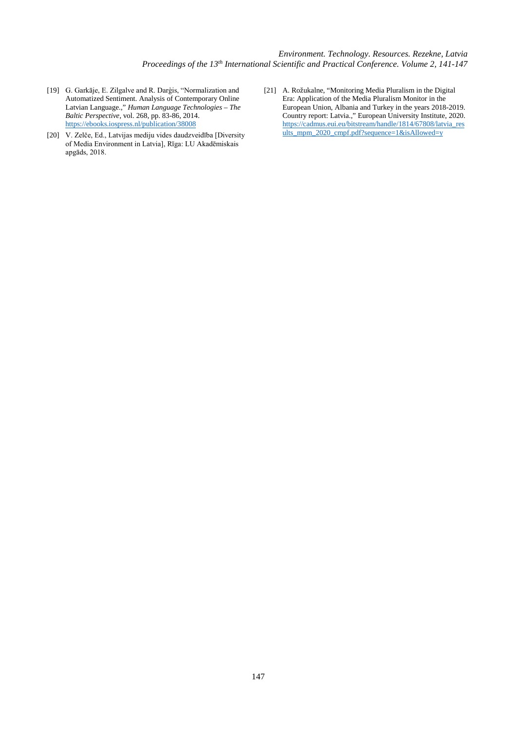[19] G. Garkāje, E. Zilgalve and R. Darģis, "Normalization and Automatized Sentiment. Analysis of Contemporary Online Latvian Language.," *Human Language Technologies – The Baltic Perspective*, vol. 268, pp. 83-86, 2014. https://ebooks.iospress.nl/publication/38008

[20] V. Zelče, Ed., Latvijas mediju vides daudzveidība [Diversity of Media Environment in Latvia], Rīga: LU Akadēmiskais apgāds, 2018.

[21] A. Rožukalne, "Monitoring Media Pluralism in the Digital Era: Application of the Media Pluralism Monitor in the European Union, Albania and Turkey in the years 2018-2019. Country report: Latvia.," European University Institute, 2020. https://cadmus.eui.eu/bitstream/handle/1814/67808/latvia_results_mpm_2020_cmpf.pdf?sequence=1&isAllowed=y